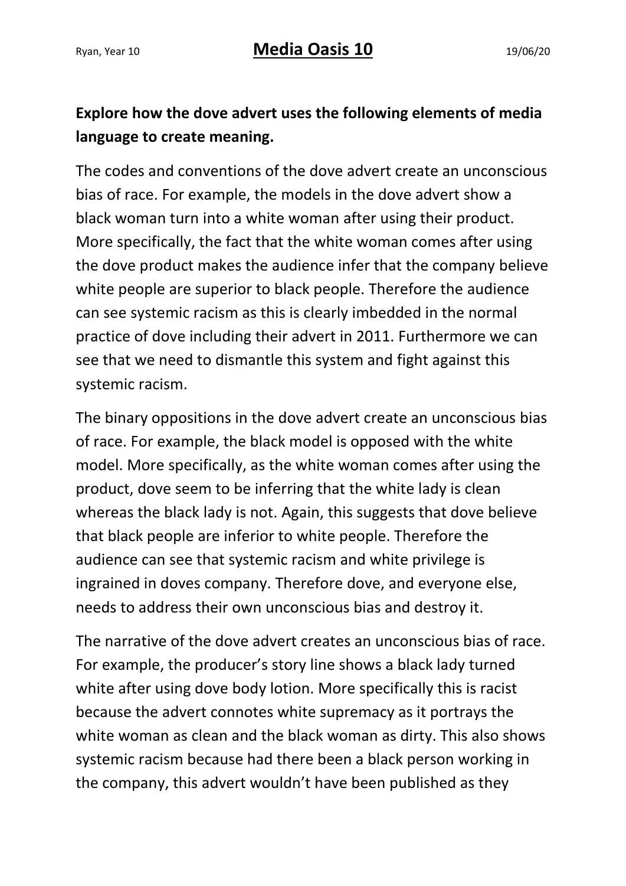Ryan, Year 10 **Media Oasis 10** 19/06/20

**Explore how the dove advert uses the following elements of media language to create meaning.**

The codes and conventions of the dove advert create an unconscious bias of race. For example, the models in the dove advert show a black woman turn into a white woman after using their product. More specifically, the fact that the white woman comes after using the dove product makes the audience infer that the company believe white people are superior to black people. Therefore the audience can see systemic racism as this is clearly imbedded in the normal practice of dove including their advert in 2011. Furthermore we can see that we need to dismantle this system and fight against this systemic racism.

The binary oppositions in the dove advert create an unconscious bias of race. For example, the black model is opposed with the white model. More specifically, as the white woman comes after using the product, dove seem to be inferring that the white lady is clean whereas the black lady is not. Again, this suggests that dove believe that black people are inferior to white people. Therefore the audience can see that systemic racism and white privilege is ingrained in doves company. Therefore dove, and everyone else, needs to address their own unconscious bias and destroy it.

The narrative of the dove advert creates an unconscious bias of race. For example, the producer's story line shows a black lady turned white after using dove body lotion. More specifically this is racist because the advert connotes white supremacy as it portrays the white woman as clean and the black woman as dirty. This also shows systemic racism because had there been a black person working in the company, this advert wouldn't have been published as they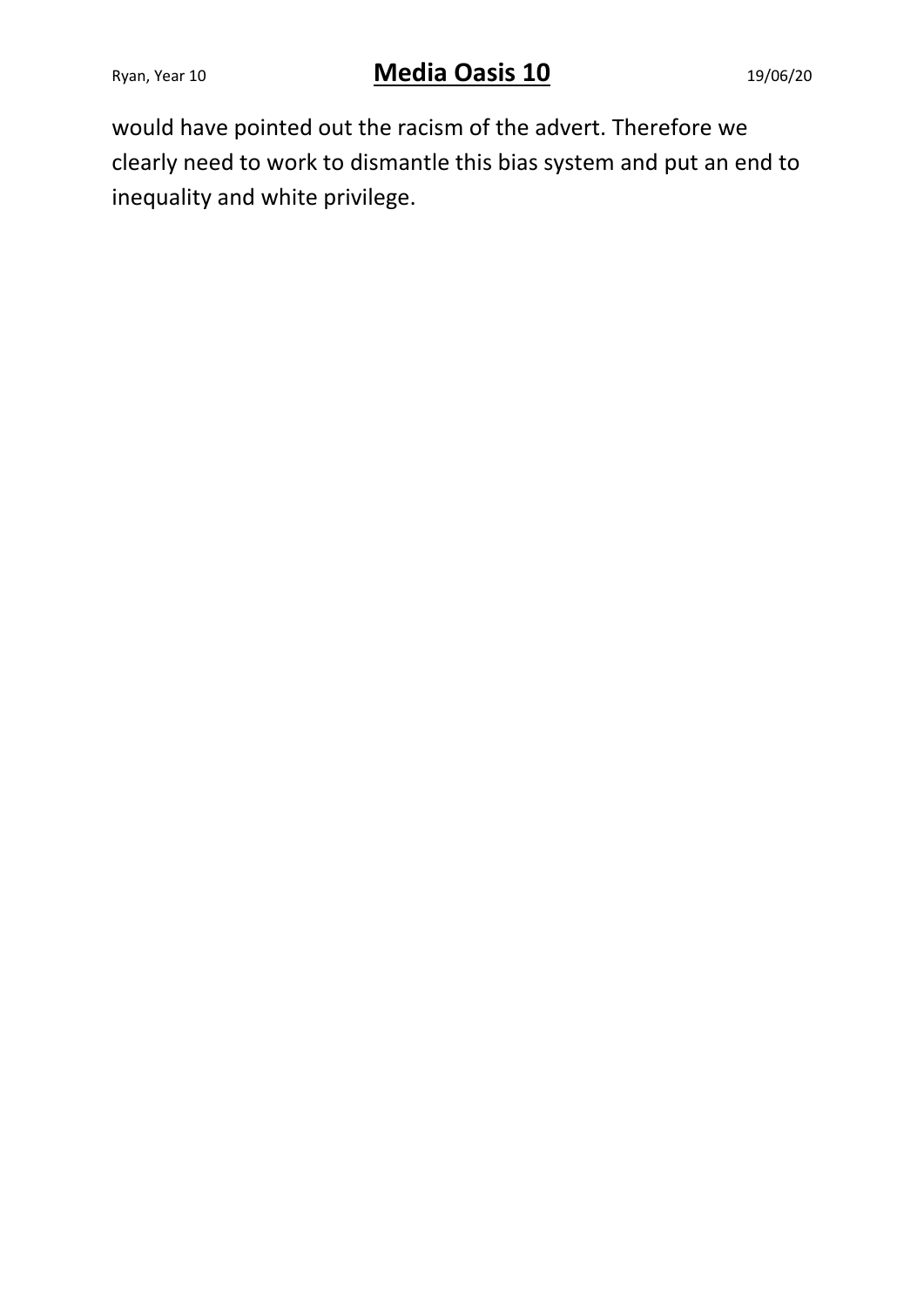would have pointed out the racism of the advert. Therefore we clearly need to work to dismantle this bias system and put an end to inequality and white privilege.